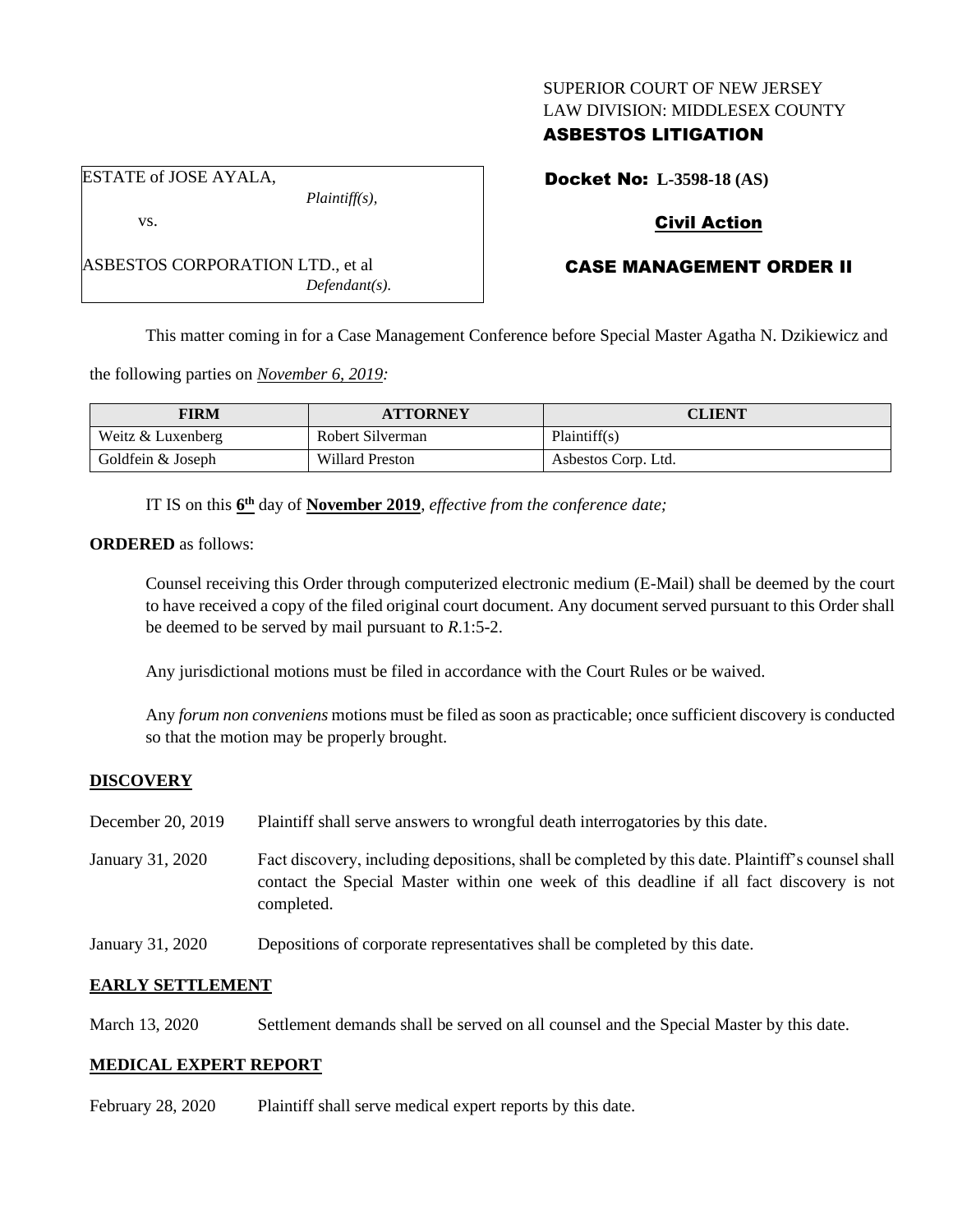SUPERIOR COURT OF NEW JERSEY
LAW DIVISION: MIDDLESEX COUNTY
**ASBESTOS LITIGATION**

ESTATE of JOSE AYALA,
*Plaintiff(s),*
vs.
ASBESTOS CORPORATION LTD., et al
*Defendant(s).*

**Docket No: L-3598-18 (AS)**

**Civil Action**

**CASE MANAGEMENT ORDER II**

This matter coming in for a Case Management Conference before Special Master Agatha N. Dzikiewicz and the following parties on *November 6, 2019:*

| FIRM | ATTORNEY | CLIENT |
|---|---|---|
| Weitz & Luxenberg | Robert Silverman | Plaintiff(s) |
| Goldfein & Joseph | Willard Preston | Asbestos Corp. Ltd. |

IT IS on this **6th** day of **November 2019**, *effective from the conference date;*

**ORDERED** as follows:

Counsel receiving this Order through computerized electronic medium (E-Mail) shall be deemed by the court to have received a copy of the filed original court document. Any document served pursuant to this Order shall be deemed to be served by mail pursuant to *R*.1:5-2.

Any jurisdictional motions must be filed in accordance with the Court Rules or be waived.

Any *forum non conveniens* motions must be filed as soon as practicable; once sufficient discovery is conducted so that the motion may be properly brought.

## DISCOVERY

December 20, 2019 Plaintiff shall serve answers to wrongful death interrogatories by this date.

January 31, 2020 Fact discovery, including depositions, shall be completed by this date. Plaintiff's counsel shall contact the Special Master within one week of this deadline if all fact discovery is not completed.

January 31, 2020 Depositions of corporate representatives shall be completed by this date.

## EARLY SETTLEMENT

March 13, 2020 Settlement demands shall be served on all counsel and the Special Master by this date.

## MEDICAL EXPERT REPORT

February 28, 2020 Plaintiff shall serve medical expert reports by this date.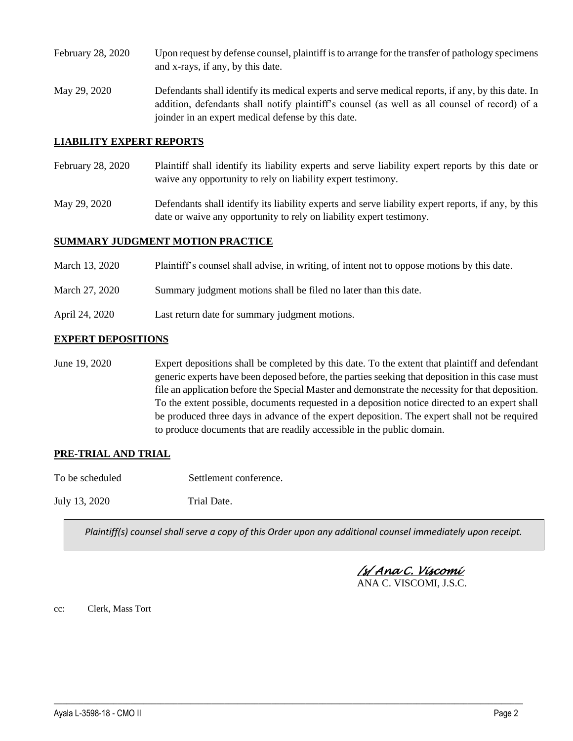| | |
|---|---|
| February 28, 2020 | Upon request by defense counsel, plaintiff is to arrange for the transfer of pathology specimens and x-rays, if any, by this date. |
| May 29, 2020 | Defendants shall identify its medical experts and serve medical reports, if any, by this date. In addition, defendants shall notify plaintiff's counsel (as well as all counsel of record) of a joinder in an expert medical defense by this date. |

## LIABILITY EXPERT REPORTS

| | |
|---|---|
| February 28, 2020 | Plaintiff shall identify its liability experts and serve liability expert reports by this date or waive any opportunity to rely on liability expert testimony. |
| May 29, 2020 | Defendants shall identify its liability experts and serve liability expert reports, if any, by this date or waive any opportunity to rely on liability expert testimony. |

## SUMMARY JUDGMENT MOTION PRACTICE

| | |
|---|---|
| March 13, 2020 | Plaintiff's counsel shall advise, in writing, of intent not to oppose motions by this date. |
| March 27, 2020 | Summary judgment motions shall be filed no later than this date. |
| April 24, 2020 | Last return date for summary judgment motions. |

## EXPERT DEPOSITIONS

| | |
|---|---|
| June 19, 2020 | Expert depositions shall be completed by this date. To the extent that plaintiff and defendant generic experts have been deposed before, the parties seeking that deposition in this case must file an application before the Special Master and demonstrate the necessity for that deposition. To the extent possible, documents requested in a deposition notice directed to an expert shall be produced three days in advance of the expert deposition. The expert shall not be required to produce documents that are readily accessible in the public domain. |

## PRE-TRIAL AND TRIAL

| | |
|---|---|
| To be scheduled | Settlement conference. |
| July 13, 2020 | Trial Date. |

*Plaintiff(s) counsel shall serve a copy of this Order upon any additional counsel immediately upon receipt.*

*/s/ Ana C. Viscomi*
ANA C. VISCOMI, J.S.C.

cc: Clerk, Mass Tort